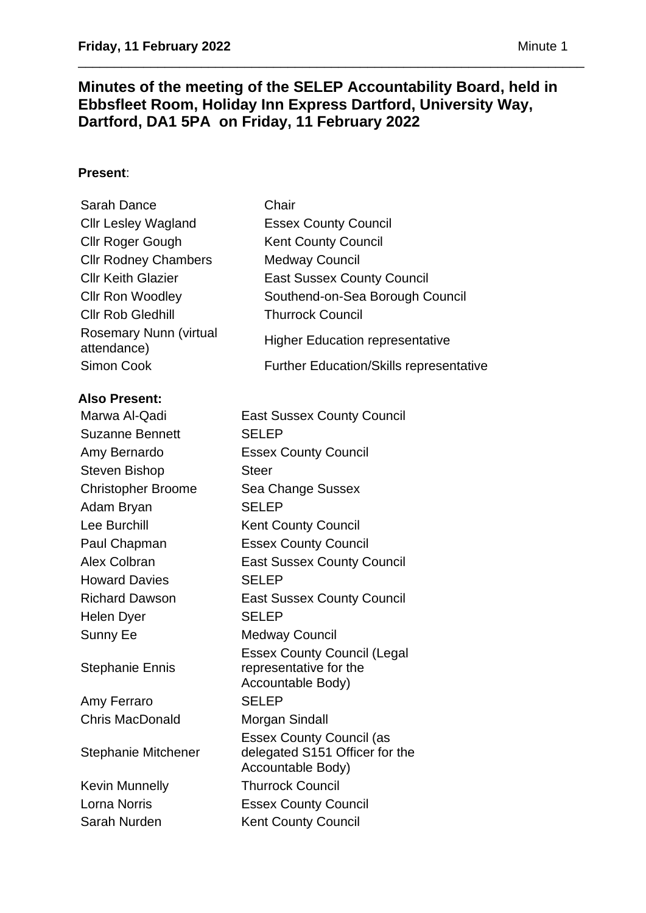# Minutes of the meeting of the SELEP Accountability Board, held in Ebbsfleet Room, Holiday Inn Express Dartford, University Way, Dartford, DA1 5PA on Friday, 11 February 2022

**Present**:

| | |
|---|---|
| Sarah Dance | Chair |
| Cllr Lesley Wagland | Essex County Council |
| Cllr Roger Gough | Kent County Council |
| Cllr Rodney Chambers | Medway Council |
| Cllr Keith Glazier | East Sussex County Council |
| Cllr Ron Woodley | Southend-on-Sea Borough Council |
| Cllr Rob Gledhill | Thurrock Council |
| Rosemary Nunn (virtual attendance) | Higher Education representative |
| Simon Cook | Further Education/Skills representative |

**Also Present:**

| | |
|---|---|
| Marwa Al-Qadi | East Sussex County Council |
| Suzanne Bennett | SELEP |
| Amy Bernardo | Essex County Council |
| Steven Bishop | Steer |
| Christopher Broome | Sea Change Sussex |
| Adam Bryan | SELEP |
| Lee Burchill | Kent County Council |
| Paul Chapman | Essex County Council |
| Alex Colbran | East Sussex County Council |
| Howard Davies | SELEP |
| Richard Dawson | East Sussex County Council |
| Helen Dyer | SELEP |
| Sunny Ee | Medway Council |
| Stephanie Ennis | Essex County Council (Legal representative for the Accountable Body) |
| Amy Ferraro | SELEP |
| Chris MacDonald | Morgan Sindall |
| Stephanie Mitchener | Essex County Council (as delegated S151 Officer for the Accountable Body) |
| Kevin Munnelly | Thurrock Council |
| Lorna Norris | Essex County Council |
| Sarah Nurden | Kent County Council |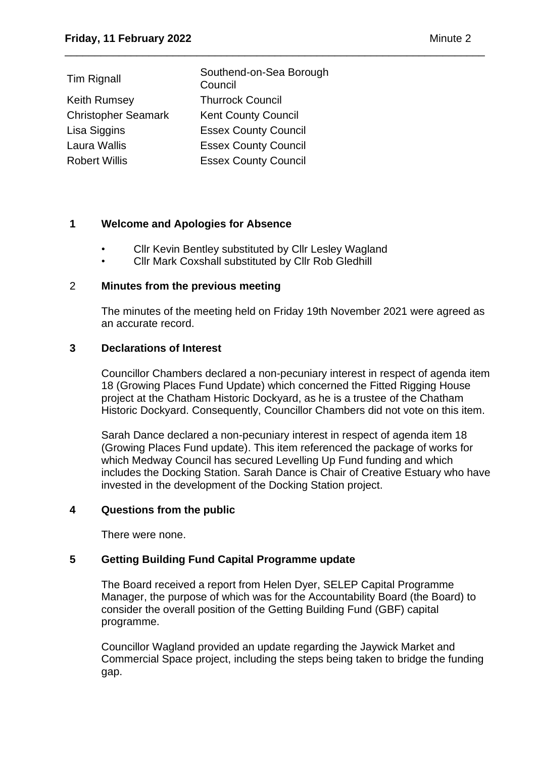| | |
|---|---|
| Tim Rignall | Southend-on-Sea Borough Council |
| Keith Rumsey | Thurrock Council |
| Christopher Seamark | Kent County Council |
| Lisa Siggins | Essex County Council |
| Laura Wallis | Essex County Council |
| Robert Willis | Essex County Council |

## 1 Welcome and Apologies for Absence

- Cllr Kevin Bentley substituted by Cllr Lesley Wagland
- Cllr Mark Coxshall substituted by Cllr Rob Gledhill

## 2 Minutes from the previous meeting

The minutes of the meeting held on Friday 19th November 2021 were agreed as an accurate record.

## 3 Declarations of Interest

Councillor Chambers declared a non-pecuniary interest in respect of agenda item 18 (Growing Places Fund Update) which concerned the Fitted Rigging House project at the Chatham Historic Dockyard, as he is a trustee of the Chatham Historic Dockyard. Consequently, Councillor Chambers did not vote on this item.

Sarah Dance declared a non-pecuniary interest in respect of agenda item 18 (Growing Places Fund update). This item referenced the package of works for which Medway Council has secured Levelling Up Fund funding and which includes the Docking Station. Sarah Dance is Chair of Creative Estuary who have invested in the development of the Docking Station project.

## 4 Questions from the public

There were none.

## 5 Getting Building Fund Capital Programme update

The Board received a report from Helen Dyer, SELEP Capital Programme Manager, the purpose of which was for the Accountability Board (the Board) to consider the overall position of the Getting Building Fund (GBF) capital programme.

Councillor Wagland provided an update regarding the Jaywick Market and Commercial Space project, including the steps being taken to bridge the funding gap.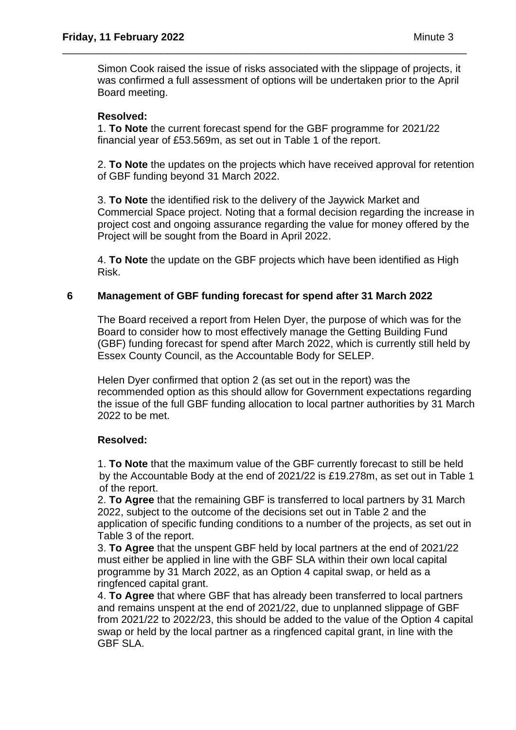Simon Cook raised the issue of risks associated with the slippage of projects, it was confirmed a full assessment of options will be undertaken prior to the April Board meeting.

**Resolved:**

1. **To Note** the current forecast spend for the GBF programme for 2021/22 financial year of £53.569m, as set out in Table 1 of the report.

2. **To Note** the updates on the projects which have received approval for retention of GBF funding beyond 31 March 2022.

3. **To Note** the identified risk to the delivery of the Jaywick Market and Commercial Space project. Noting that a formal decision regarding the increase in project cost and ongoing assurance regarding the value for money offered by the Project will be sought from the Board in April 2022.

4. **To Note** the update on the GBF projects which have been identified as High Risk.

## 6 Management of GBF funding forecast for spend after 31 March 2022

The Board received a report from Helen Dyer, the purpose of which was for the Board to consider how to most effectively manage the Getting Building Fund (GBF) funding forecast for spend after March 2022, which is currently still held by Essex County Council, as the Accountable Body for SELEP.

Helen Dyer confirmed that option 2 (as set out in the report) was the recommended option as this should allow for Government expectations regarding the issue of the full GBF funding allocation to local partner authorities by 31 March 2022 to be met.

**Resolved:**

1. **To Note** that the maximum value of the GBF currently forecast to still be held by the Accountable Body at the end of 2021/22 is £19.278m, as set out in Table 1 of the report.
2. **To Agree** that the remaining GBF is transferred to local partners by 31 March 2022, subject to the outcome of the decisions set out in Table 2 and the application of specific funding conditions to a number of the projects, as set out in Table 3 of the report.
3. **To Agree** that the unspent GBF held by local partners at the end of 2021/22 must either be applied in line with the GBF SLA within their own local capital programme by 31 March 2022, as an Option 4 capital swap, or held as a ringfenced capital grant.
4. **To Agree** that where GBF that has already been transferred to local partners and remains unspent at the end of 2021/22, due to unplanned slippage of GBF from 2021/22 to 2022/23, this should be added to the value of the Option 4 capital swap or held by the local partner as a ringfenced capital grant, in line with the GBF SLA.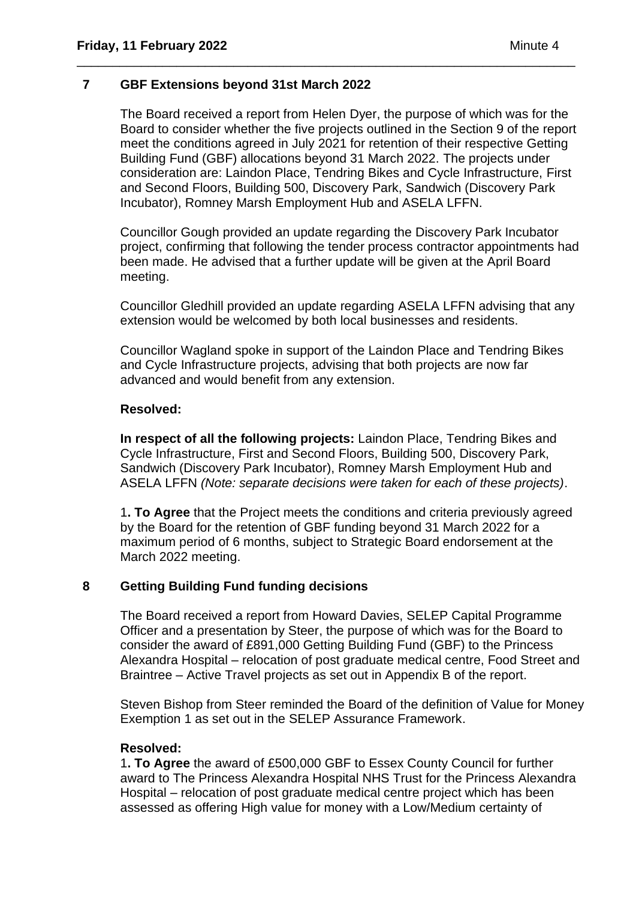## 7 GBF Extensions beyond 31st March 2022

The Board received a report from Helen Dyer, the purpose of which was for the Board to consider whether the five projects outlined in the Section 9 of the report meet the conditions agreed in July 2021 for retention of their respective Getting Building Fund (GBF) allocations beyond 31 March 2022. The projects under consideration are: Laindon Place, Tendring Bikes and Cycle Infrastructure, First and Second Floors, Building 500, Discovery Park, Sandwich (Discovery Park Incubator), Romney Marsh Employment Hub and ASELA LFFN.

Councillor Gough provided an update regarding the Discovery Park Incubator project, confirming that following the tender process contractor appointments had been made. He advised that a further update will be given at the April Board meeting.

Councillor Gledhill provided an update regarding ASELA LFFN advising that any extension would be welcomed by both local businesses and residents.

Councillor Wagland spoke in support of the Laindon Place and Tendring Bikes and Cycle Infrastructure projects, advising that both projects are now far advanced and would benefit from any extension.

**Resolved:**

**In respect of all the following projects:** Laindon Place, Tendring Bikes and Cycle Infrastructure, First and Second Floors, Building 500, Discovery Park, Sandwich (Discovery Park Incubator), Romney Marsh Employment Hub and ASELA LFFN *(Note: separate decisions were taken for each of these projects)*.

1**. To Agree** that the Project meets the conditions and criteria previously agreed by the Board for the retention of GBF funding beyond 31 March 2022 for a maximum period of 6 months, subject to Strategic Board endorsement at the March 2022 meeting.

## 8 Getting Building Fund funding decisions

The Board received a report from Howard Davies, SELEP Capital Programme Officer and a presentation by Steer, the purpose of which was for the Board to consider the award of £891,000 Getting Building Fund (GBF) to the Princess Alexandra Hospital – relocation of post graduate medical centre, Food Street and Braintree – Active Travel projects as set out in Appendix B of the report.

Steven Bishop from Steer reminded the Board of the definition of Value for Money Exemption 1 as set out in the SELEP Assurance Framework.

**Resolved:**

1**. To Agree** the award of £500,000 GBF to Essex County Council for further award to The Princess Alexandra Hospital NHS Trust for the Princess Alexandra Hospital – relocation of post graduate medical centre project which has been assessed as offering High value for money with a Low/Medium certainty of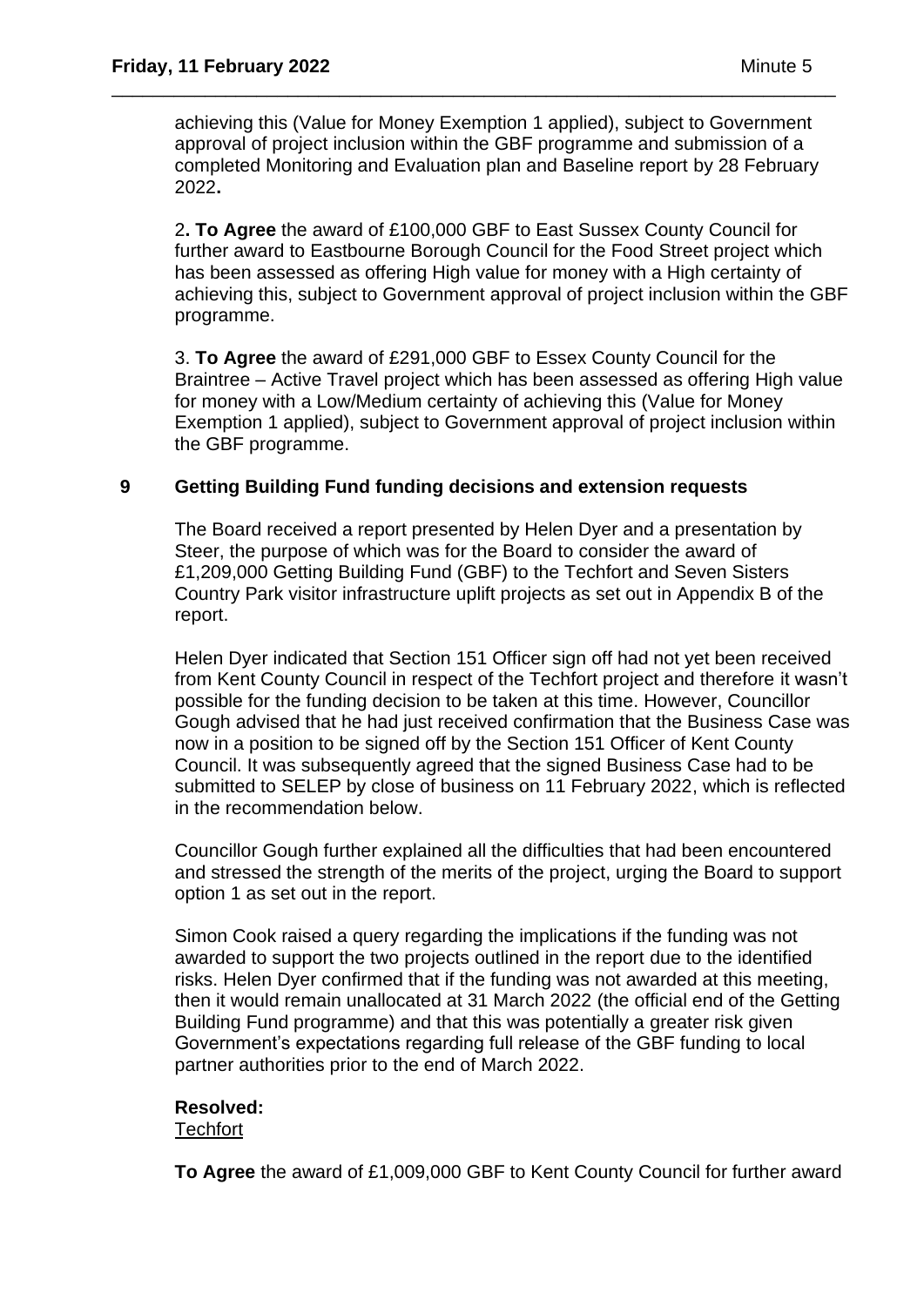achieving this (Value for Money Exemption 1 applied), subject to Government approval of project inclusion within the GBF programme and submission of a completed Monitoring and Evaluation plan and Baseline report by 28 February 2022**.**

2**. To Agree** the award of £100,000 GBF to East Sussex County Council for further award to Eastbourne Borough Council for the Food Street project which has been assessed as offering High value for money with a High certainty of achieving this, subject to Government approval of project inclusion within the GBF programme.

3. **To Agree** the award of £291,000 GBF to Essex County Council for the Braintree – Active Travel project which has been assessed as offering High value for money with a Low/Medium certainty of achieving this (Value for Money Exemption 1 applied), subject to Government approval of project inclusion within the GBF programme.

## 9 Getting Building Fund funding decisions and extension requests

The Board received a report presented by Helen Dyer and a presentation by Steer, the purpose of which was for the Board to consider the award of £1,209,000 Getting Building Fund (GBF) to the Techfort and Seven Sisters Country Park visitor infrastructure uplift projects as set out in Appendix B of the report.

Helen Dyer indicated that Section 151 Officer sign off had not yet been received from Kent County Council in respect of the Techfort project and therefore it wasn't possible for the funding decision to be taken at this time. However, Councillor Gough advised that he had just received confirmation that the Business Case was now in a position to be signed off by the Section 151 Officer of Kent County Council. It was subsequently agreed that the signed Business Case had to be submitted to SELEP by close of business on 11 February 2022, which is reflected in the recommendation below.

Councillor Gough further explained all the difficulties that had been encountered and stressed the strength of the merits of the project, urging the Board to support option 1 as set out in the report.

Simon Cook raised a query regarding the implications if the funding was not awarded to support the two projects outlined in the report due to the identified risks. Helen Dyer confirmed that if the funding was not awarded at this meeting, then it would remain unallocated at 31 March 2022 (the official end of the Getting Building Fund programme) and that this was potentially a greater risk given Government's expectations regarding full release of the GBF funding to local partner authorities prior to the end of March 2022.

**Resolved:**
Techfort

**To Agree** the award of £1,009,000 GBF to Kent County Council for further award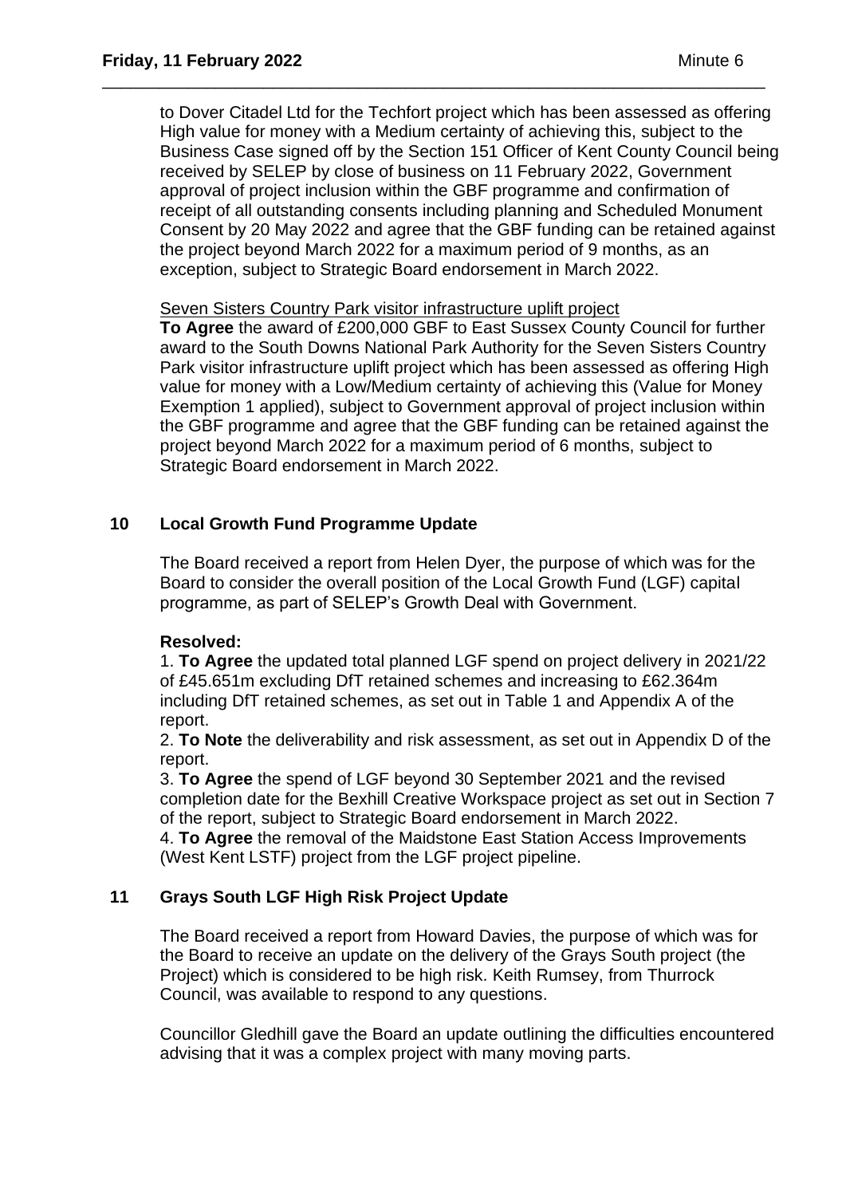to Dover Citadel Ltd for the Techfort project which has been assessed as offering High value for money with a Medium certainty of achieving this, subject to the Business Case signed off by the Section 151 Officer of Kent County Council being received by SELEP by close of business on 11 February 2022, Government approval of project inclusion within the GBF programme and confirmation of receipt of all outstanding consents including planning and Scheduled Monument Consent by 20 May 2022 and agree that the GBF funding can be retained against the project beyond March 2022 for a maximum period of 9 months, as an exception, subject to Strategic Board endorsement in March 2022.

Seven Sisters Country Park visitor infrastructure uplift project

**To Agree** the award of £200,000 GBF to East Sussex County Council for further award to the South Downs National Park Authority for the Seven Sisters Country Park visitor infrastructure uplift project which has been assessed as offering High value for money with a Low/Medium certainty of achieving this (Value for Money Exemption 1 applied), subject to Government approval of project inclusion within the GBF programme and agree that the GBF funding can be retained against the project beyond March 2022 for a maximum period of 6 months, subject to Strategic Board endorsement in March 2022.

## 10 Local Growth Fund Programme Update

The Board received a report from Helen Dyer, the purpose of which was for the Board to consider the overall position of the Local Growth Fund (LGF) capital programme, as part of SELEP's Growth Deal with Government.

**Resolved:**

1. **To Agree** the updated total planned LGF spend on project delivery in 2021/22 of £45.651m excluding DfT retained schemes and increasing to £62.364m including DfT retained schemes, as set out in Table 1 and Appendix A of the report.
2. **To Note** the deliverability and risk assessment, as set out in Appendix D of the report.
3. **To Agree** the spend of LGF beyond 30 September 2021 and the revised completion date for the Bexhill Creative Workspace project as set out in Section 7 of the report, subject to Strategic Board endorsement in March 2022.
4. **To Agree** the removal of the Maidstone East Station Access Improvements (West Kent LSTF) project from the LGF project pipeline.

## 11 Grays South LGF High Risk Project Update

The Board received a report from Howard Davies, the purpose of which was for the Board to receive an update on the delivery of the Grays South project (the Project) which is considered to be high risk. Keith Rumsey, from Thurrock Council, was available to respond to any questions.

Councillor Gledhill gave the Board an update outlining the difficulties encountered advising that it was a complex project with many moving parts.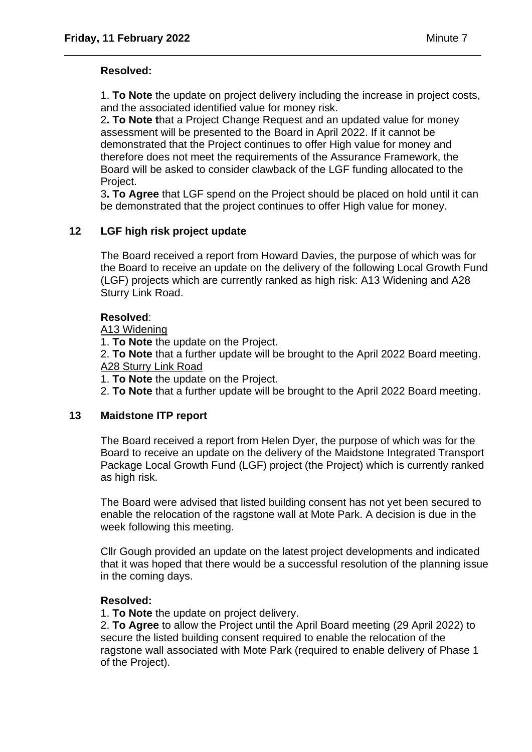**Resolved:**

1. **To Note** the update on project delivery including the increase in project costs, and the associated identified value for money risk.
2**. To Note t**hat a Project Change Request and an updated value for money assessment will be presented to the Board in April 2022. If it cannot be demonstrated that the Project continues to offer High value for money and therefore does not meet the requirements of the Assurance Framework, the Board will be asked to consider clawback of the LGF funding allocated to the Project.
3**. To Agree** that LGF spend on the Project should be placed on hold until it can be demonstrated that the project continues to offer High value for money.

## 12 LGF high risk project update

The Board received a report from Howard Davies, the purpose of which was for the Board to receive an update on the delivery of the following Local Growth Fund (LGF) projects which are currently ranked as high risk: A13 Widening and A28 Sturry Link Road.

**Resolved**:

A13 Widening
1. **To Note** the update on the Project.
2. **To Note** that a further update will be brought to the April 2022 Board meeting.

A28 Sturry Link Road
1. **To Note** the update on the Project.
2. **To Note** that a further update will be brought to the April 2022 Board meeting.

## 13 Maidstone ITP report

The Board received a report from Helen Dyer, the purpose of which was for the Board to receive an update on the delivery of the Maidstone Integrated Transport Package Local Growth Fund (LGF) project (the Project) which is currently ranked as high risk.

The Board were advised that listed building consent has not yet been secured to enable the relocation of the ragstone wall at Mote Park. A decision is due in the week following this meeting.

Cllr Gough provided an update on the latest project developments and indicated that it was hoped that there would be a successful resolution of the planning issue in the coming days.

**Resolved:**

1. **To Note** the update on project delivery.
2. **To Agree** to allow the Project until the April Board meeting (29 April 2022) to secure the listed building consent required to enable the relocation of the ragstone wall associated with Mote Park (required to enable delivery of Phase 1 of the Project).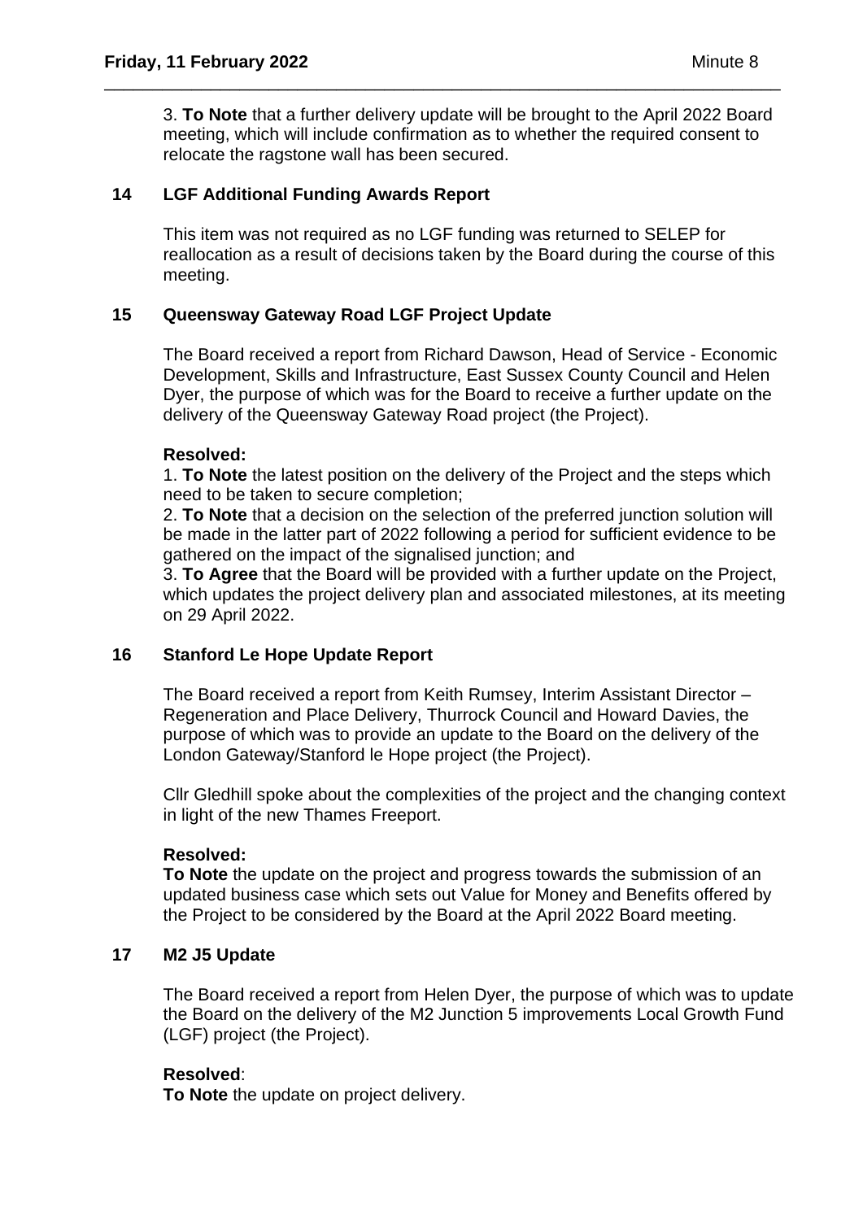3. **To Note** that a further delivery update will be brought to the April 2022 Board meeting, which will include confirmation as to whether the required consent to relocate the ragstone wall has been secured.

## 14 LGF Additional Funding Awards Report

This item was not required as no LGF funding was returned to SELEP for reallocation as a result of decisions taken by the Board during the course of this meeting.

## 15 Queensway Gateway Road LGF Project Update

The Board received a report from Richard Dawson, Head of Service - Economic Development, Skills and Infrastructure, East Sussex County Council and Helen Dyer, the purpose of which was for the Board to receive a further update on the delivery of the Queensway Gateway Road project (the Project).

**Resolved:**

1. **To Note** the latest position on the delivery of the Project and the steps which need to be taken to secure completion;
2. **To Note** that a decision on the selection of the preferred junction solution will be made in the latter part of 2022 following a period for sufficient evidence to be gathered on the impact of the signalised junction; and
3. **To Agree** that the Board will be provided with a further update on the Project, which updates the project delivery plan and associated milestones, at its meeting on 29 April 2022.

## 16 Stanford Le Hope Update Report

The Board received a report from Keith Rumsey, Interim Assistant Director – Regeneration and Place Delivery, Thurrock Council and Howard Davies, the purpose of which was to provide an update to the Board on the delivery of the London Gateway/Stanford le Hope project (the Project).

Cllr Gledhill spoke about the complexities of the project and the changing context in light of the new Thames Freeport.

**Resolved:**

**To Note** the update on the project and progress towards the submission of an updated business case which sets out Value for Money and Benefits offered by the Project to be considered by the Board at the April 2022 Board meeting.

## 17 M2 J5 Update

The Board received a report from Helen Dyer, the purpose of which was to update the Board on the delivery of the M2 Junction 5 improvements Local Growth Fund (LGF) project (the Project).

**Resolved**:

**To Note** the update on project delivery.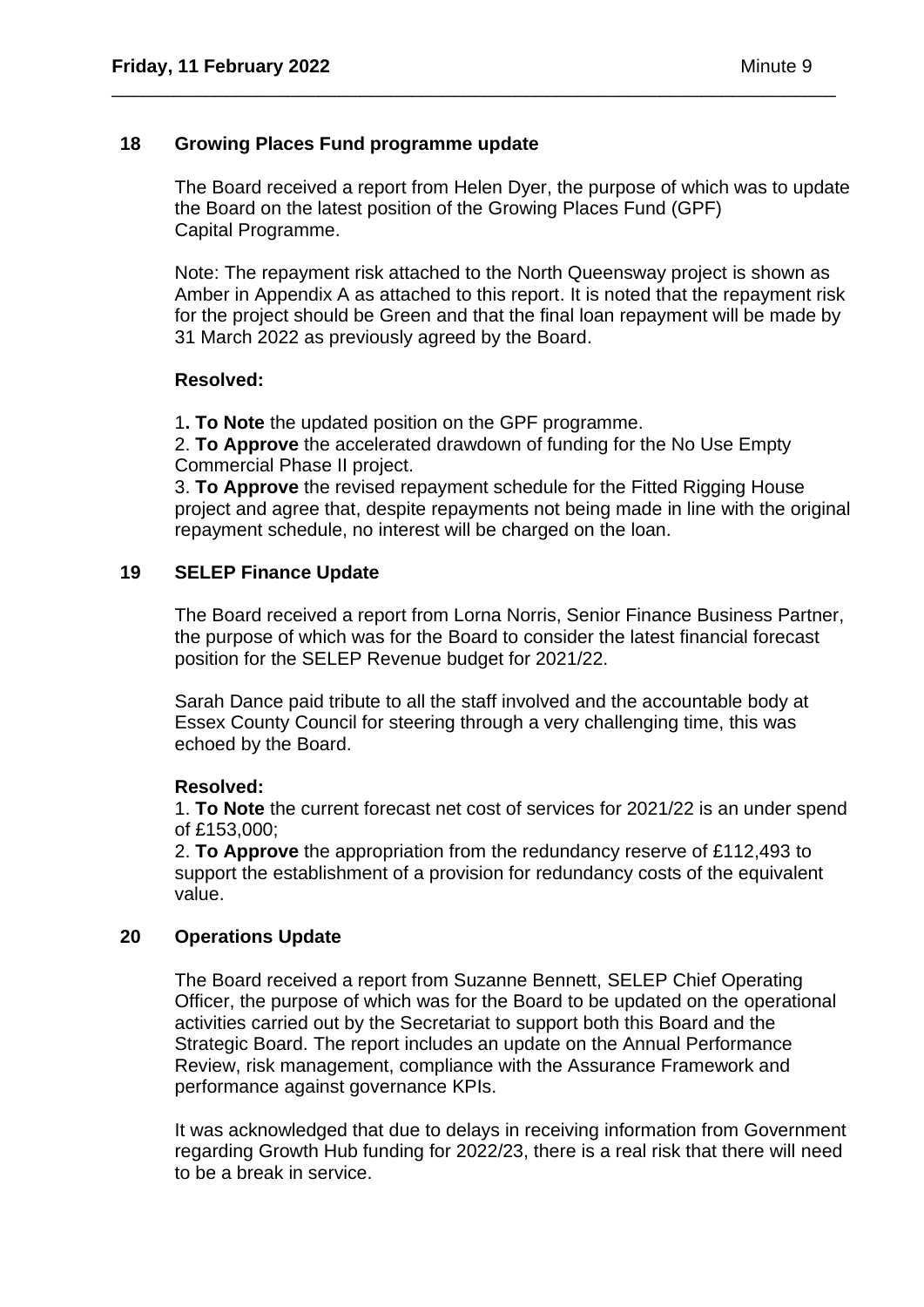## 18 Growing Places Fund programme update

The Board received a report from Helen Dyer, the purpose of which was to update the Board on the latest position of the Growing Places Fund (GPF) Capital Programme.

Note: The repayment risk attached to the North Queensway project is shown as Amber in Appendix A as attached to this report. It is noted that the repayment risk for the project should be Green and that the final loan repayment will be made by 31 March 2022 as previously agreed by the Board.

**Resolved:**

1**. To Note** the updated position on the GPF programme.
2. **To Approve** the accelerated drawdown of funding for the No Use Empty Commercial Phase II project.
3. **To Approve** the revised repayment schedule for the Fitted Rigging House project and agree that, despite repayments not being made in line with the original repayment schedule, no interest will be charged on the loan.

## 19 SELEP Finance Update

The Board received a report from Lorna Norris, Senior Finance Business Partner, the purpose of which was for the Board to consider the latest financial forecast position for the SELEP Revenue budget for 2021/22.

Sarah Dance paid tribute to all the staff involved and the accountable body at Essex County Council for steering through a very challenging time, this was echoed by the Board.

**Resolved:**
1. **To Note** the current forecast net cost of services for 2021/22 is an under spend of £153,000;
2. **To Approve** the appropriation from the redundancy reserve of £112,493 to support the establishment of a provision for redundancy costs of the equivalent value.

## 20 Operations Update

The Board received a report from Suzanne Bennett, SELEP Chief Operating Officer, the purpose of which was for the Board to be updated on the operational activities carried out by the Secretariat to support both this Board and the Strategic Board. The report includes an update on the Annual Performance Review, risk management, compliance with the Assurance Framework and performance against governance KPIs.

It was acknowledged that due to delays in receiving information from Government regarding Growth Hub funding for 2022/23, there is a real risk that there will need to be a break in service.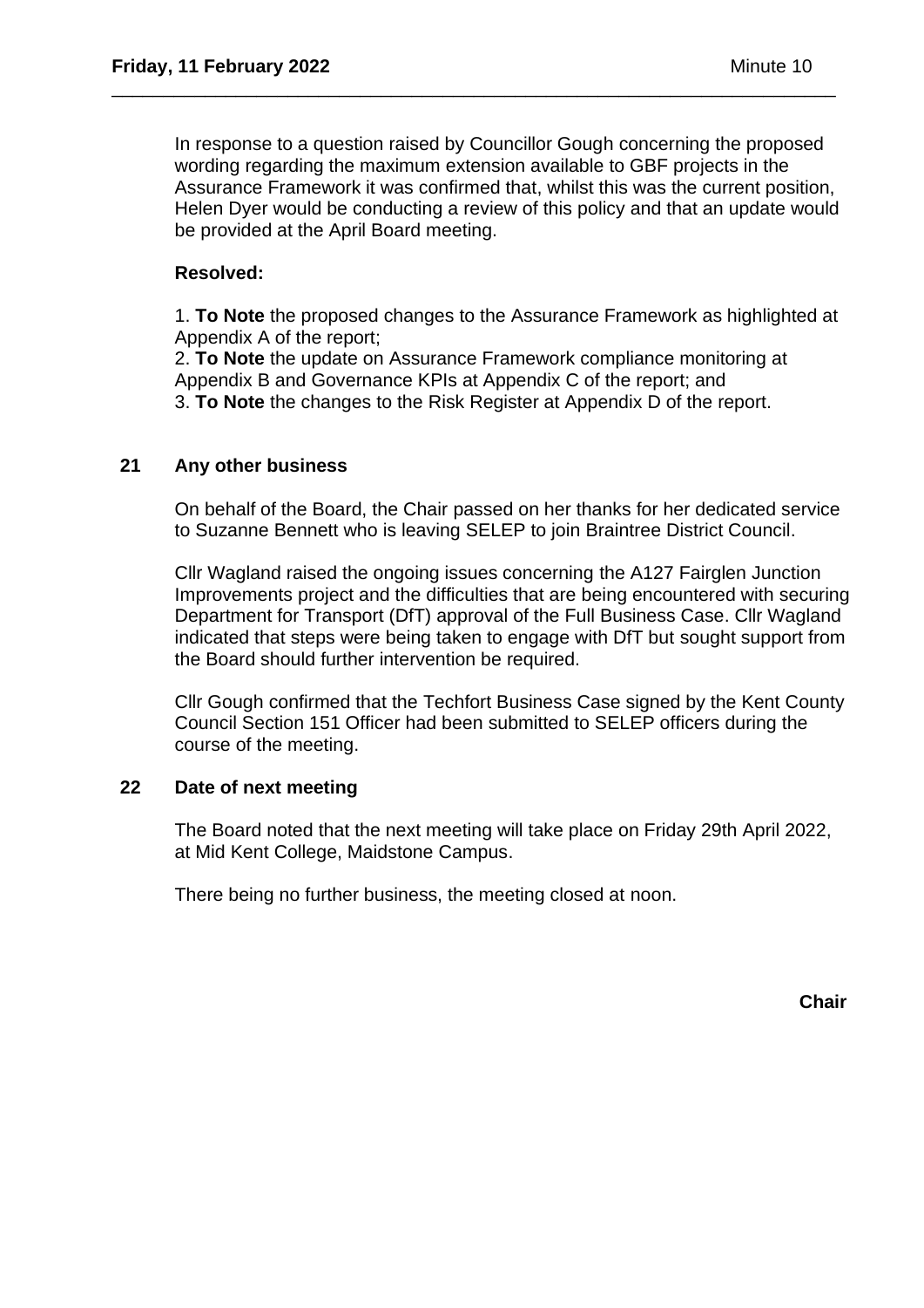In response to a question raised by Councillor Gough concerning the proposed wording regarding the maximum extension available to GBF projects in the Assurance Framework it was confirmed that, whilst this was the current position, Helen Dyer would be conducting a review of this policy and that an update would be provided at the April Board meeting.

**Resolved:**

1. **To Note** the proposed changes to the Assurance Framework as highlighted at Appendix A of the report;
2. **To Note** the update on Assurance Framework compliance monitoring at Appendix B and Governance KPIs at Appendix C of the report; and
3. **To Note** the changes to the Risk Register at Appendix D of the report.

## 21 Any other business

On behalf of the Board, the Chair passed on her thanks for her dedicated service to Suzanne Bennett who is leaving SELEP to join Braintree District Council.

Cllr Wagland raised the ongoing issues concerning the A127 Fairglen Junction Improvements project and the difficulties that are being encountered with securing Department for Transport (DfT) approval of the Full Business Case. Cllr Wagland indicated that steps were being taken to engage with DfT but sought support from the Board should further intervention be required.

Cllr Gough confirmed that the Techfort Business Case signed by the Kent County Council Section 151 Officer had been submitted to SELEP officers during the course of the meeting.

## 22 Date of next meeting

The Board noted that the next meeting will take place on Friday 29th April 2022, at Mid Kent College, Maidstone Campus.

There being no further business, the meeting closed at noon.

**Chair**